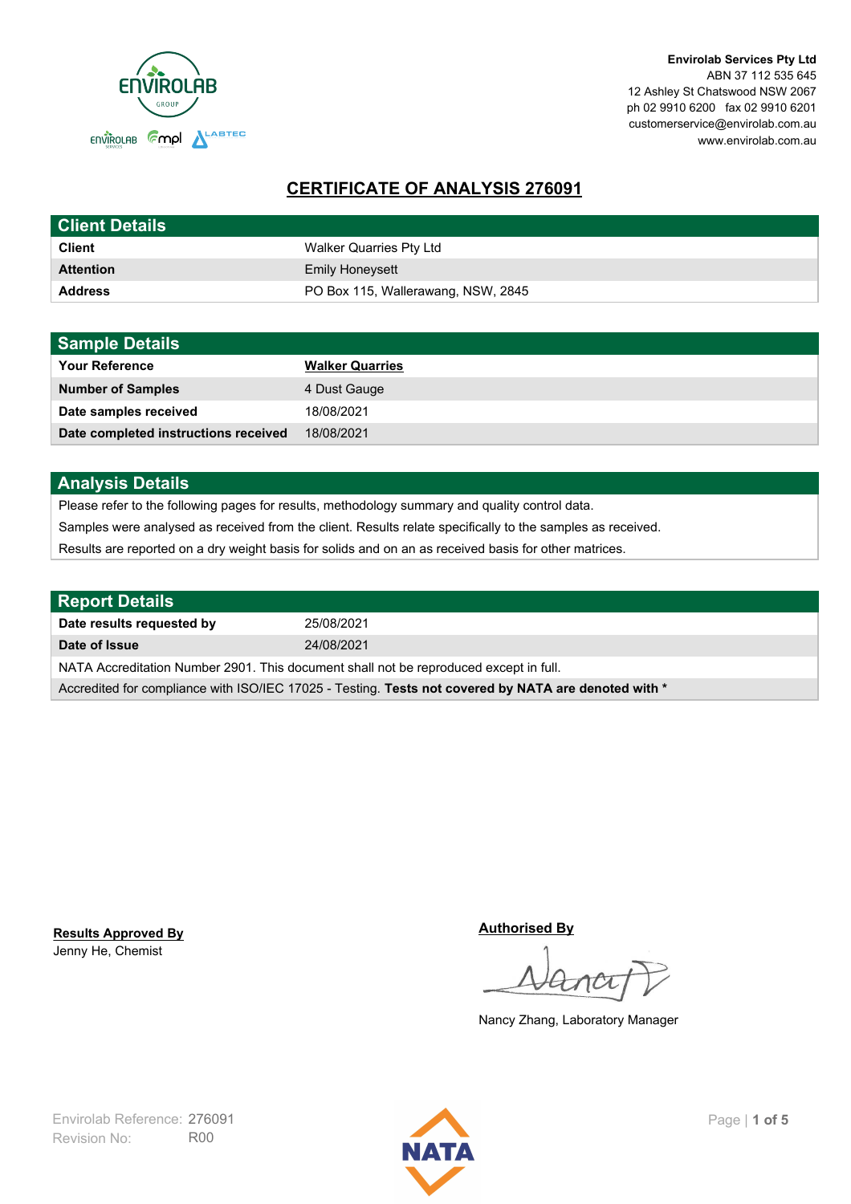**Envirolab Services Pty Ltd**
ABN 37 112 535 645
12 Ashley St Chatswood NSW 2067
ph 02 9910 6200 fax 02 9910 6201
customerservice@envirolab.com.au
www.envirolab.com.au

# CERTIFICATE OF ANALYSIS 276091

| Client Details | |
|---|---|
| **Client** | Walker Quarries Pty Ltd |
| **Attention** | Emily Honeysett |
| **Address** | PO Box 115, Wallerawang, NSW, 2845 |

| Sample Details | |
|---|---|
| **Your Reference** | **Walker Quarries** |
| **Number of Samples** | 4 Dust Gauge |
| **Date samples received** | 18/08/2021 |
| **Date completed instructions received** | 18/08/2021 |

## Analysis Details

Please refer to the following pages for results, methodology summary and quality control data.

Samples were analysed as received from the client. Results relate specifically to the samples as received.

Results are reported on a dry weight basis for solids and on an as received basis for other matrices.

| Report Details | |
|---|---|
| **Date results requested by** | 25/08/2021 |
| **Date of Issue** | 24/08/2021 |

NATA Accreditation Number 2901. This document shall not be reproduced except in full.

Accredited for compliance with ISO/IEC 17025 - Testing. **Tests not covered by NATA are denoted with ***

**Results Approved By**
Jenny He, Chemist

**Authorised By**
Nancy Zhang, Laboratory Manager

Envirolab Reference: 276091
Revision No: R00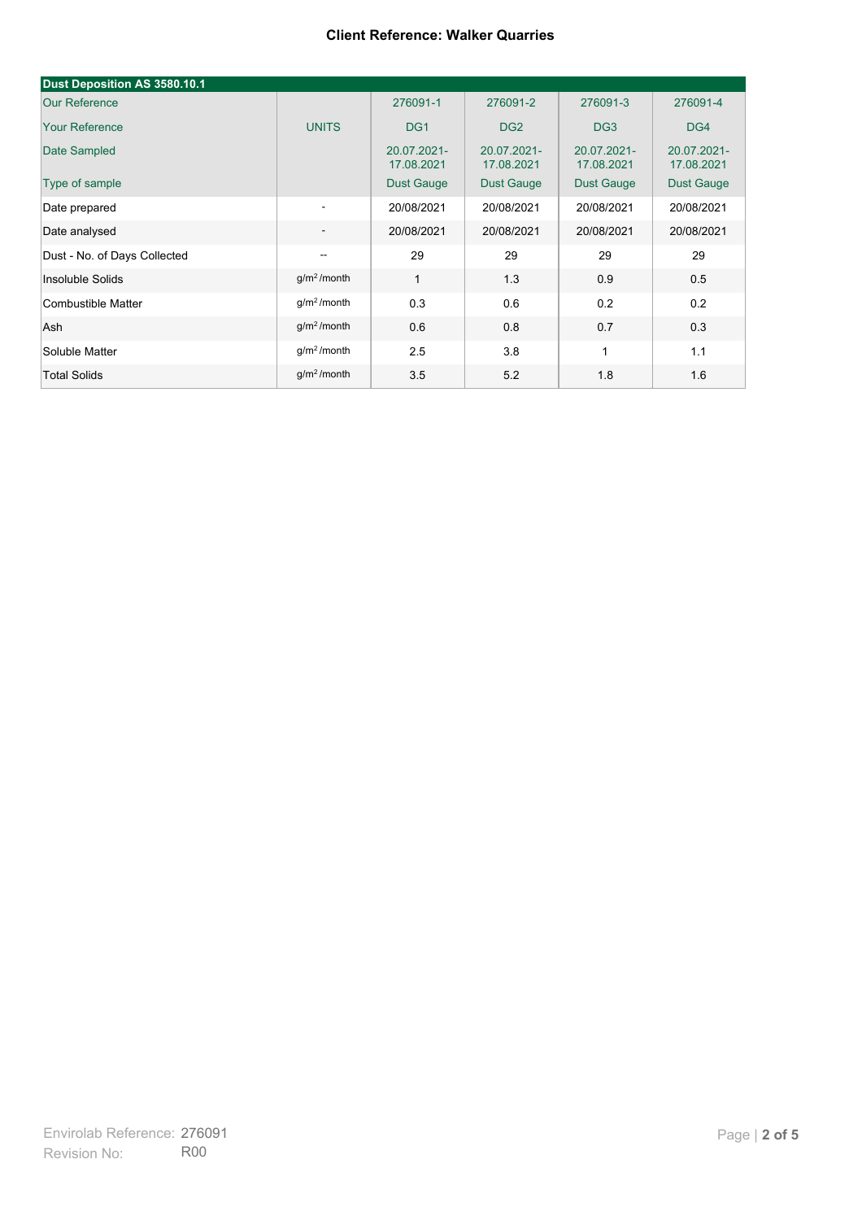**Client Reference: Walker Quarries**

| Dust Deposition AS 3580.10.1 | | | | | |
|---|---|---|---|---|---|
| Our Reference | | 276091-1 | 276091-2 | 276091-3 | 276091-4 |
| Your Reference | UNITS | DG1 | DG2 | DG3 | DG4 |
| Date Sampled | | 20.07.2021-17.08.2021 | 20.07.2021-17.08.2021 | 20.07.2021-17.08.2021 | 20.07.2021-17.08.2021 |
| Type of sample | | Dust Gauge | Dust Gauge | Dust Gauge | Dust Gauge |
| Date prepared | - | 20/08/2021 | 20/08/2021 | 20/08/2021 | 20/08/2021 |
| Date analysed | - | 20/08/2021 | 20/08/2021 | 20/08/2021 | 20/08/2021 |
| Dust - No. of Days Collected | -- | 29 | 29 | 29 | 29 |
| Insoluble Solids | $g/m^2$ /month | 1 | 1.3 | 0.9 | 0.5 |
| Combustible Matter | $g/m^2$ /month | 0.3 | 0.6 | 0.2 | 0.2 |
| Ash | $g/m^2$ /month | 0.6 | 0.8 | 0.7 | 0.3 |
| Soluble Matter | $g/m^2$ /month | 2.5 | 3.8 | 1 | 1.1 |
| Total Solids | $g/m^2$ /month | 3.5 | 5.2 | 1.8 | 1.6 |

Envirolab Reference: 276091
Revision No: R00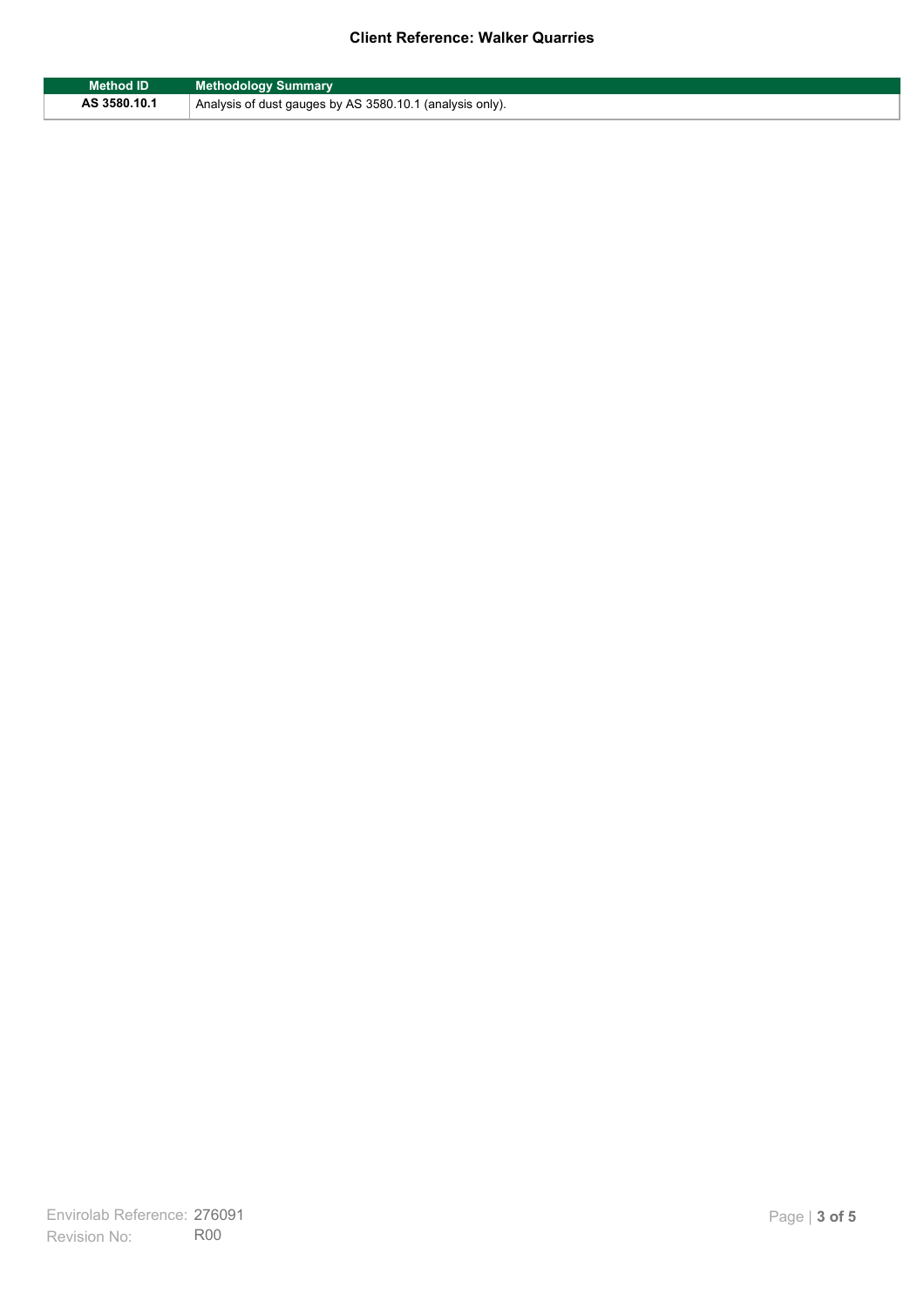| Method ID | Methodology Summary |
| --- | --- |
| AS 3580.10.1 | Analysis of dust gauges by AS 3580.10.1 (analysis only). |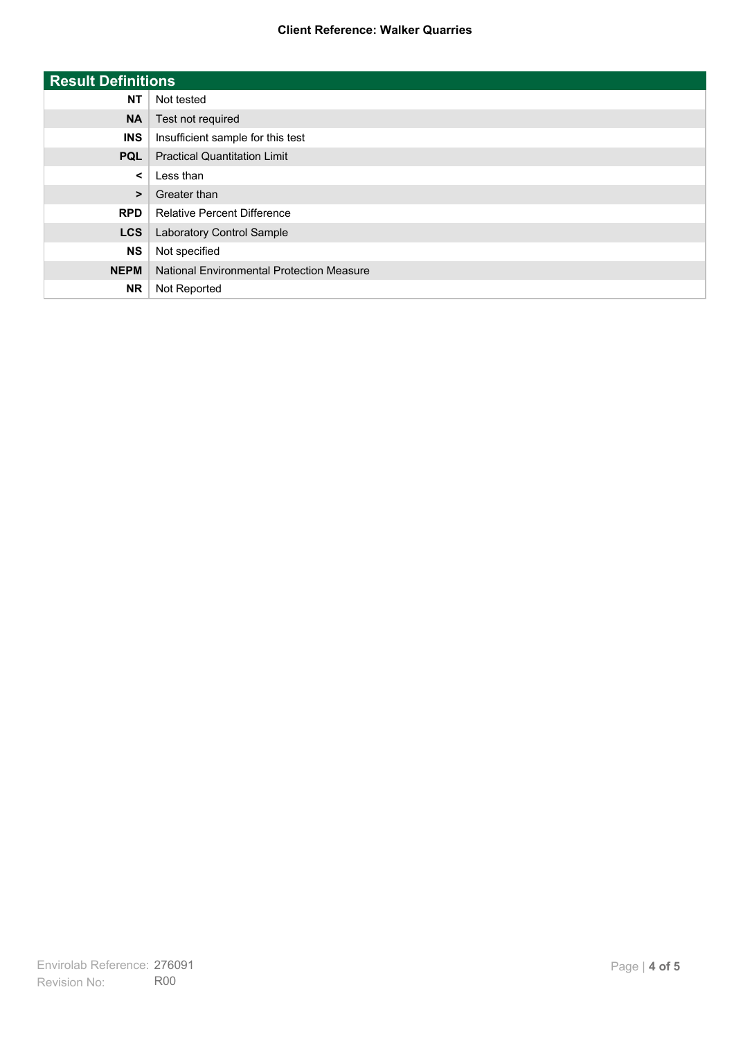## Result Definitions

| | |
|---|---|
| **NT** | Not tested |
| **NA** | Test not required |
| **INS** | Insufficient sample for this test |
| **PQL** | Practical Quantitation Limit |
| **<** | Less than |
| **>** | Greater than |
| **RPD** | Relative Percent Difference |
| **LCS** | Laboratory Control Sample |
| **NS** | Not specified |
| **NEPM** | National Environmental Protection Measure |
| **NR** | Not Reported |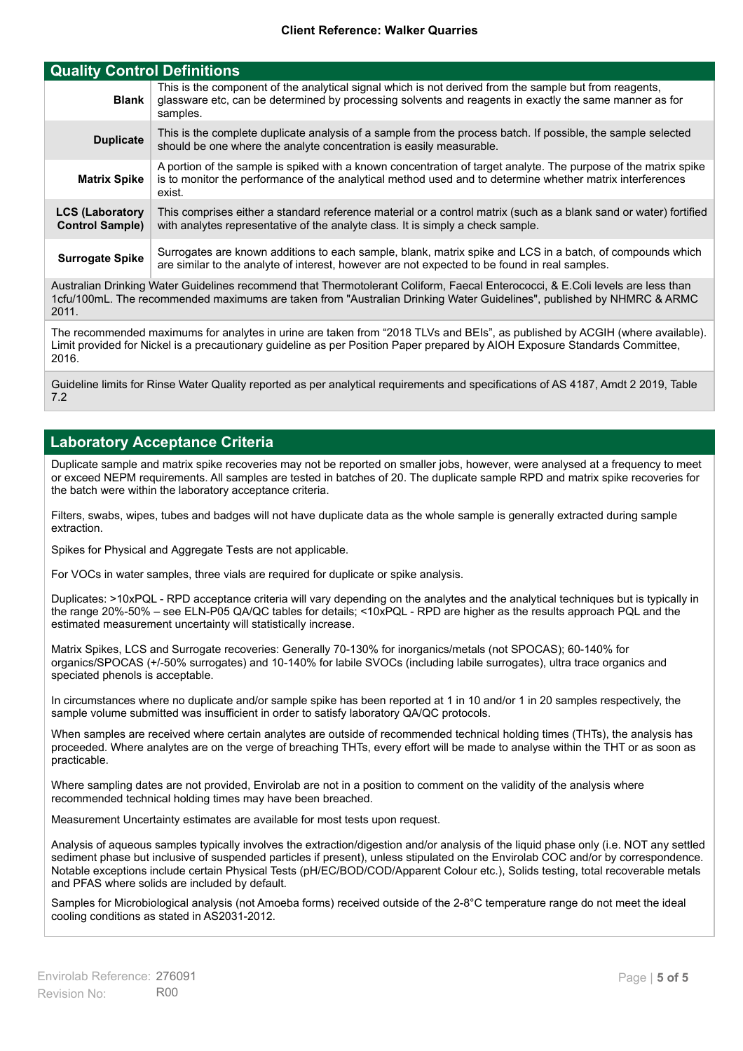**Client Reference: Walker Quarries**

## Quality Control Definitions

| | |
|---|---|
| **Blank** | This is the component of the analytical signal which is not derived from the sample but from reagents, glassware etc, can be determined by processing solvents and reagents in exactly the same manner as for samples. |
| **Duplicate** | This is the complete duplicate analysis of a sample from the process batch. If possible, the sample selected should be one where the analyte concentration is easily measurable. |
| **Matrix Spike** | A portion of the sample is spiked with a known concentration of target analyte. The purpose of the matrix spike is to monitor the performance of the analytical method used and to determine whether matrix interferences exist. |
| **LCS (Laboratory Control Sample)** | This comprises either a standard reference material or a control matrix (such as a blank sand or water) fortified with analytes representative of the analyte class. It is simply a check sample. |
| **Surrogate Spike** | Surrogates are known additions to each sample, blank, matrix spike and LCS in a batch, of compounds which are similar to the analyte of interest, however are not expected to be found in real samples. |

Australian Drinking Water Guidelines recommend that Thermotolerant Coliform, Faecal Enterococci, & E.Coli levels are less than 1cfu/100mL. The recommended maximums are taken from "Australian Drinking Water Guidelines", published by NHMRC & ARMC 2011.

The recommended maximums for analytes in urine are taken from “2018 TLVs and BEIs”, as published by ACGIH (where available). Limit provided for Nickel is a precautionary guideline as per Position Paper prepared by AIOH Exposure Standards Committee, 2016.

Guideline limits for Rinse Water Quality reported as per analytical requirements and specifications of AS 4187, Amdt 2 2019, Table 7.2

## Laboratory Acceptance Criteria

Duplicate sample and matrix spike recoveries may not be reported on smaller jobs, however, were analysed at a frequency to meet or exceed NEPM requirements. All samples are tested in batches of 20. The duplicate sample RPD and matrix spike recoveries for the batch were within the laboratory acceptance criteria.

Filters, swabs, wipes, tubes and badges will not have duplicate data as the whole sample is generally extracted during sample extraction.

Spikes for Physical and Aggregate Tests are not applicable.

For VOCs in water samples, three vials are required for duplicate or spike analysis.

Duplicates: >10xPQL - RPD acceptance criteria will vary depending on the analytes and the analytical techniques but is typically in the range 20%-50% – see ELN-P05 QA/QC tables for details; <10xPQL - RPD are higher as the results approach PQL and the estimated measurement uncertainty will statistically increase.

Matrix Spikes, LCS and Surrogate recoveries: Generally 70-130% for inorganics/metals (not SPOCAS); 60-140% for organics/SPOCAS (+/-50% surrogates) and 10-140% for labile SVOCs (including labile surrogates), ultra trace organics and speciated phenols is acceptable.

In circumstances where no duplicate and/or sample spike has been reported at 1 in 10 and/or 1 in 20 samples respectively, the sample volume submitted was insufficient in order to satisfy laboratory QA/QC protocols.

When samples are received where certain analytes are outside of recommended technical holding times (THTs), the analysis has proceeded. Where analytes are on the verge of breaching THTs, every effort will be made to analyse within the THT or as soon as practicable.

Where sampling dates are not provided, Envirolab are not in a position to comment on the validity of the analysis where recommended technical holding times may have been breached.

Measurement Uncertainty estimates are available for most tests upon request.

Analysis of aqueous samples typically involves the extraction/digestion and/or analysis of the liquid phase only (i.e. NOT any settled sediment phase but inclusive of suspended particles if present), unless stipulated on the Envirolab COC and/or by correspondence. Notable exceptions include certain Physical Tests (pH/EC/BOD/COD/Apparent Colour etc.), Solids testing, total recoverable metals and PFAS where solids are included by default.

Samples for Microbiological analysis (not Amoeba forms) received outside of the 2-8°C temperature range do not meet the ideal cooling conditions as stated in AS2031-2012.

Envirolab Reference: 276091
Revision No: R00